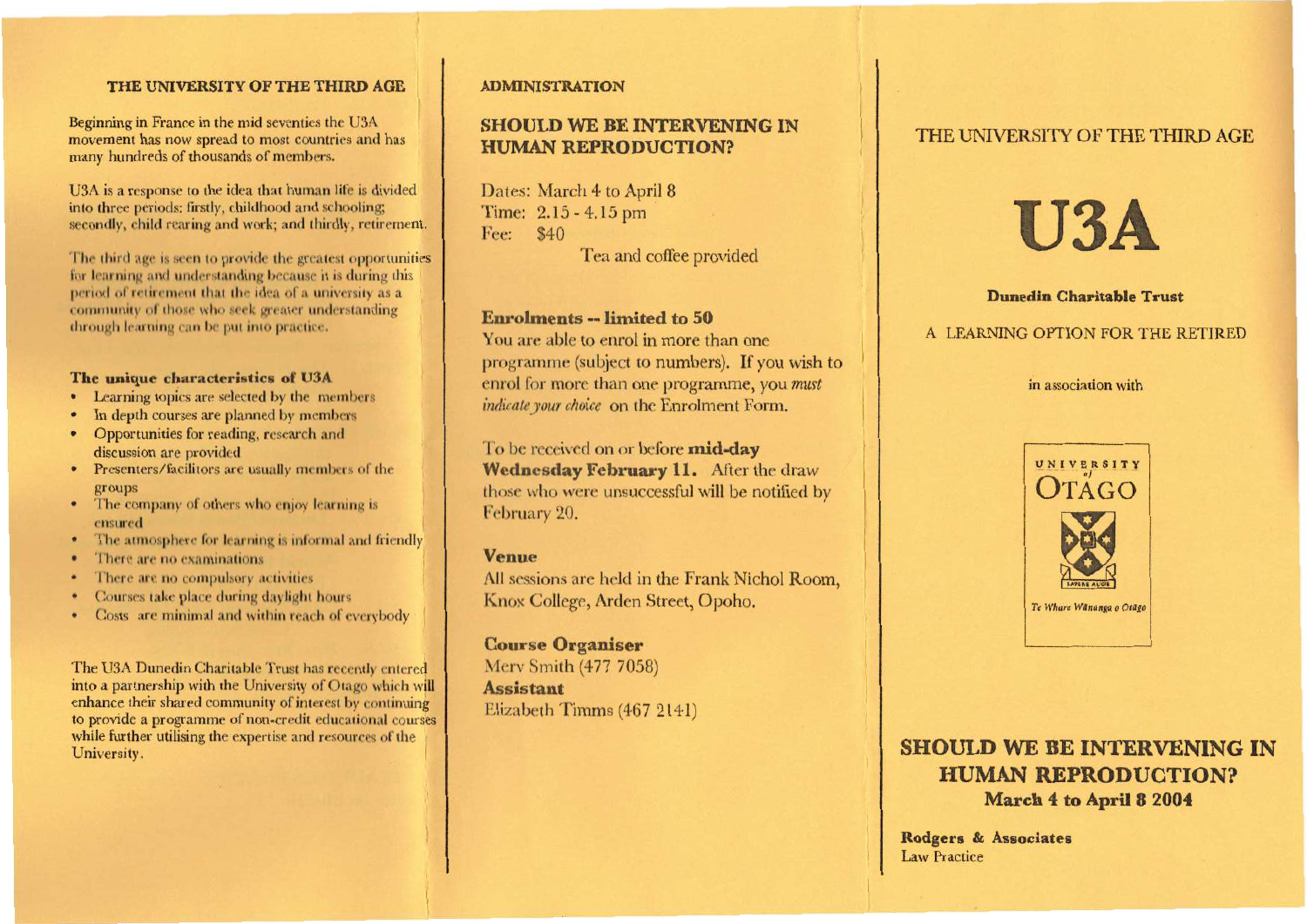## THE UNIVERSITY OF THE THIRD AGE

Beginning in France in the mid seventies the U3A movement has now spread to most countries and has many hundreds of thousands of members.

U3A is a response to the idea that human life is divided into three periods: firstly, childhood and schooling; secondly, child rearing and work; and thirdly, retirement.

The third age is seen to provide the greatest opportunities for learning and understanding because it is during this period of retirement that the idea of a university as a community of those who seek greater understanding through learning can be put into practice.

### The unique characteristics of U3A

- Learning topics are selected by the members
- In depth courses are planned by members
- Opportunities for reading, research and discussion are provided
- Presenters/facilitors are usually members of the groups
- The company of others who enjoy learning is ensured
- The atmosphere for learning is informal and friendly
- There are no examinations
- There are no compulsory activities
- Courses take place during daylight hours
- Costs are minimal and within reach of everybody

The U3A Dunedin Charitable Trust has recently entered into a partnership with the University of Otago which will enhance their shared community of interest by continuing to provide a programme of non-credit educational courses while further utilising the expertise and resources of the University.

## ADMINISTRATION

### SHOULD WE BE INTERVENING IN HUMAN REPRODUCTION?

Dates: March 4 to April 8
Time: 2.15 - 4.15 pm
Fee: $40

Tea and coffee provided

**Enrolments -- limited to 50**

You are able to enrol in more than one programme (subject to numbers). If you wish to enrol for more than one programme, you *must indicate your choice* on the Enrolment Form.

To be received on or before **mid-day Wednesday February 11.** After the draw those who were unsuccessful will be notified by February 20.

**Venue**

All sessions are held in the Frank Nichol Room, Knox College, Arden Street, Opoho.

**Course Organiser**

Merv Smith (477 7058)

**Assistant**

Elizabeth Timms (467 2141)

THE UNIVERSITY OF THE THIRD AGE

# U3A

**Dunedin Charitable Trust**

A LEARNING OPTION FOR THE RETIRED

in association with

UNIVERSITY of OTAGO

Te Whare Wānanga o Otāgo

## SHOULD WE BE INTERVENING IN HUMAN REPRODUCTION?

**March 4 to April 8 2004**

**Rodgers & Associates**
Law Practice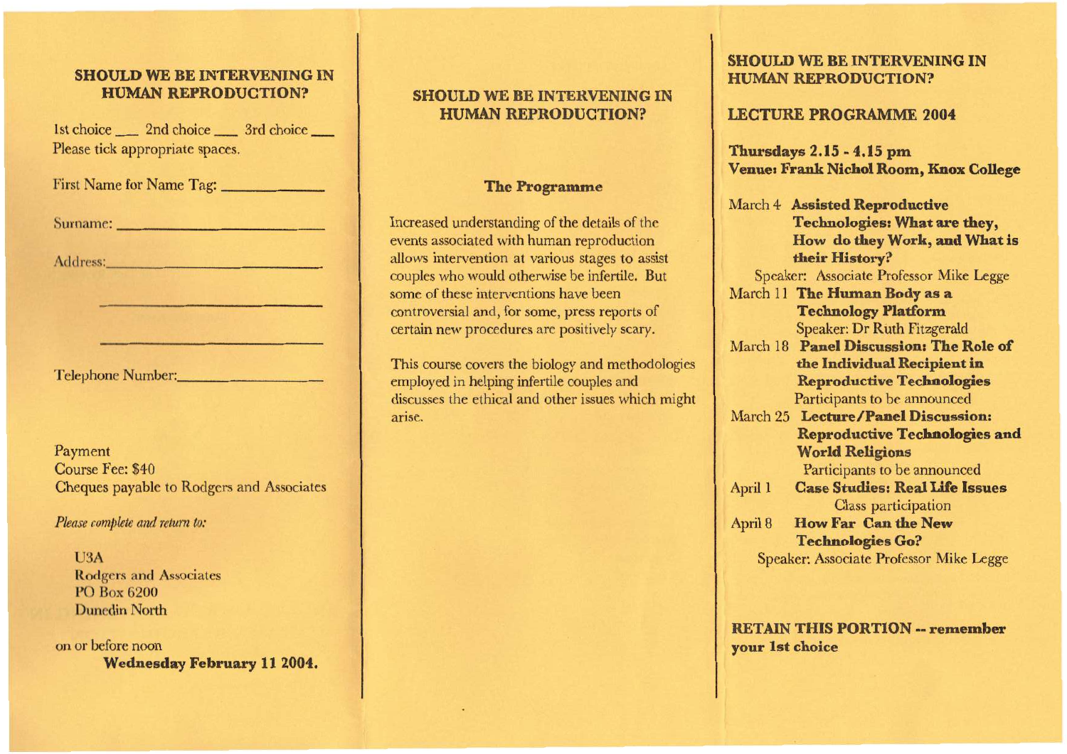## SHOULD WE BE INTERVENING IN HUMAN REPRODUCTION?

1st choice \_\_\_ 2nd choice \_\_\_ 3rd choice \_\_\_
Please tick appropriate spaces.

First Name for Name Tag: \_\_\_\_\_\_\_\_\_\_\_\_

Surname: \_\_\_\_\_\_\_\_\_\_\_\_\_\_\_\_\_\_\_\_

Address: \_\_\_\_\_\_\_\_\_\_\_\_\_\_\_\_\_\_\_\_

\_\_\_\_\_\_\_\_\_\_\_\_\_\_\_\_\_\_\_\_

\_\_\_\_\_\_\_\_\_\_\_\_\_\_\_\_\_\_\_\_

Telephone Number: \_\_\_\_\_\_\_\_\_\_\_\_\_\_\_\_

Payment
Course Fee: $40
Cheques payable to Rodgers and Associates

*Please complete and return to:*

U3A
Rodgers and Associates
PO Box 6200
Dunedin North

on or before noon
**Wednesday February 11 2004.**

## SHOULD WE BE INTERVENING IN HUMAN REPRODUCTION?

### The Programme

Increased understanding of the details of the events associated with human reproduction allows intervention at various stages to assist couples who would otherwise be infertile. But some of these interventions have been controversial and, for some, press reports of certain new procedures are positively scary.

This course covers the biology and methodologies employed in helping infertile couples and discusses the ethical and other issues which might arise.

## SHOULD WE BE INTERVENING IN HUMAN REPRODUCTION?

### LECTURE PROGRAMME 2004

**Thursdays 2.15 - 4.15 pm**
**Venue: Frank Nichol Room, Knox College**

March 4 **Assisted Reproductive Technologies: What are they, How do they Work, and What is their History?**
Speaker: Associate Professor Mike Legge

March 11 **The Human Body as a Technology Platform**
Speaker: Dr Ruth Fitzgerald

March 18 **Panel Discussion: The Role of the Individual Recipient in Reproductive Technologies**
Participants to be announced

March 25 **Lecture/Panel Discussion: Reproductive Technologies and World Religions**
Participants to be announced

April 1 **Case Studies: Real Life Issues**
Class participation

April 8 **How Far Can the New Technologies Go?**
Speaker: Associate Professor Mike Legge

**RETAIN THIS PORTION -- remember your 1st choice**